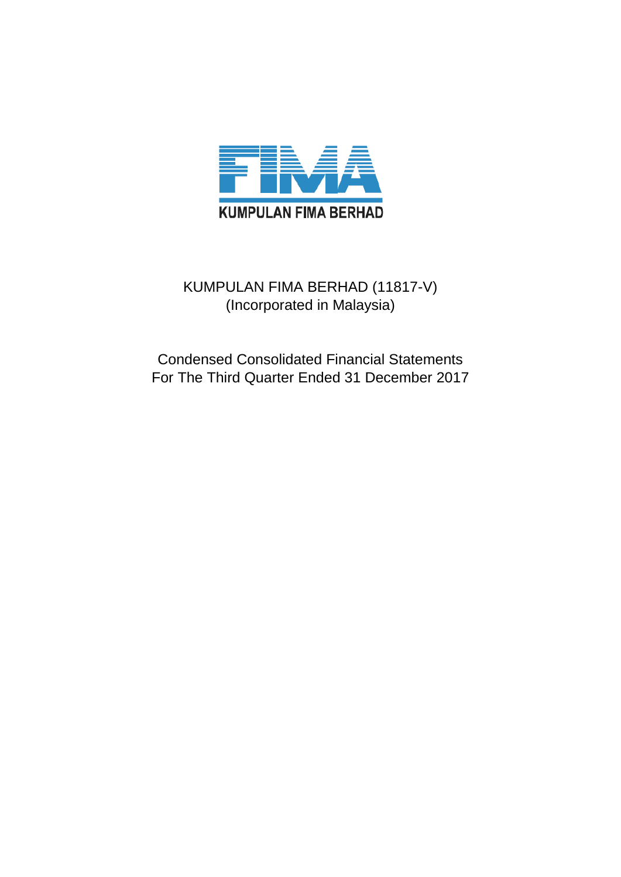KUMPULAN FIMA BERHAD

# KUMPULAN FIMA BERHAD (11817-V)

(Incorporated in Malaysia)

## Condensed Consolidated Financial Statements
## For The Third Quarter Ended 31 December 2017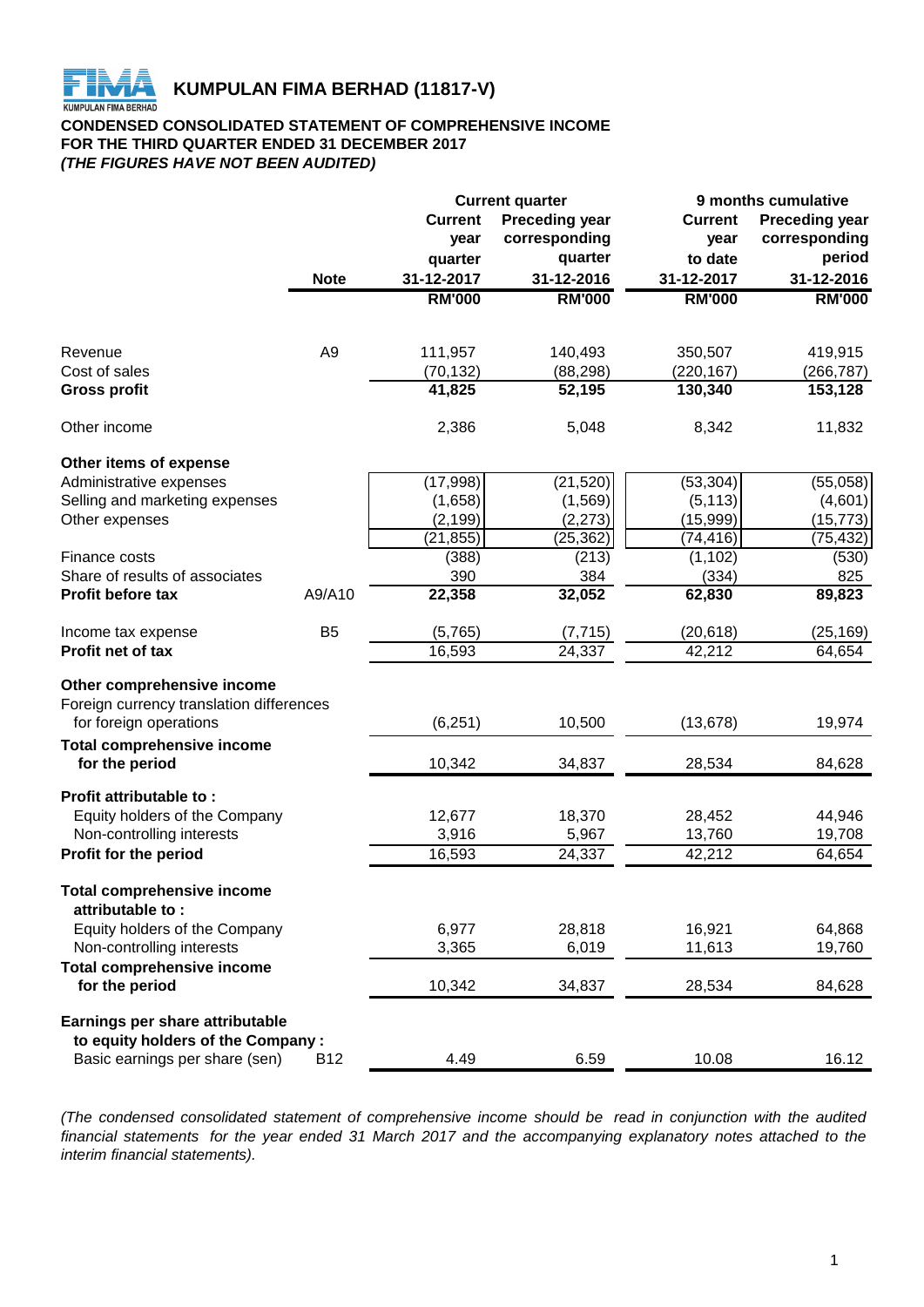# KUMPULAN FIMA BERHAD (11817-V)

**CONDENSED CONSOLIDATED STATEMENT OF COMPREHENSIVE INCOME**
**FOR THE THIRD QUARTER ENDED 31 DECEMBER 2017**
***(THE FIGURES HAVE NOT BEEN AUDITED)***

| | Note | Current quarter | | 9 months cumulative | |
|---|---|---|---|---|---|
| | | Current year quarter 31-12-2017 | Preceding year corresponding quarter 31-12-2016 | Current year to date 31-12-2017 | Preceding year corresponding period 31-12-2016 |
| | | RM'000 | RM'000 | RM'000 | RM'000 |
| Revenue | A9 | 111,957 | 140,493 | 350,507 | 419,915 |
| Cost of sales | | (70,132) | (88,298) | (220,167) | (266,787) |
| **Gross profit** | | **41,825** | **52,195** | **130,340** | **153,128** |
| Other income | | 2,386 | 5,048 | 8,342 | 11,832 |
| **Other items of expense** | | | | | |
| Administrative expenses | | (17,998) | (21,520) | (53,304) | (55,058) |
| Selling and marketing expenses | | (1,658) | (1,569) | (5,113) | (4,601) |
| Other expenses | | (2,199) | (2,273) | (15,999) | (15,773) |
| | | (21,855) | (25,362) | (74,416) | (75,432) |
| Finance costs | | (388) | (213) | (1,102) | (530) |
| Share of results of associates | | 390 | 384 | (334) | 825 |
| **Profit before tax** | A9/A10 | **22,358** | **32,052** | **62,830** | **89,823** |
| Income tax expense | B5 | (5,765) | (7,715) | (20,618) | (25,169) |
| **Profit net of tax** | | 16,593 | 24,337 | 42,212 | 64,654 |
| **Other comprehensive income** | | | | | |
| Foreign currency translation differences for foreign operations | | (6,251) | 10,500 | (13,678) | 19,974 |
| **Total comprehensive income for the period** | | 10,342 | 34,837 | 28,534 | 84,628 |
| **Profit attributable to :** | | | | | |
| Equity holders of the Company | | 12,677 | 18,370 | 28,452 | 44,946 |
| Non-controlling interests | | 3,916 | 5,967 | 13,760 | 19,708 |
| **Profit for the period** | | 16,593 | 24,337 | 42,212 | 64,654 |
| **Total comprehensive income attributable to :** | | | | | |
| Equity holders of the Company | | 6,977 | 28,818 | 16,921 | 64,868 |
| Non-controlling interests | | 3,365 | 6,019 | 11,613 | 19,760 |
| **Total comprehensive income for the period** | | 10,342 | 34,837 | 28,534 | 84,628 |
| **Earnings per share attributable to equity holders of the Company :** | | | | | |
| Basic earnings per share (sen) | B12 | 4.49 | 6.59 | 10.08 | 16.12 |

*(The condensed consolidated statement of comprehensive income should be read in conjunction with the audited financial statements for the year ended 31 March 2017 and the accompanying explanatory notes attached to the interim financial statements).*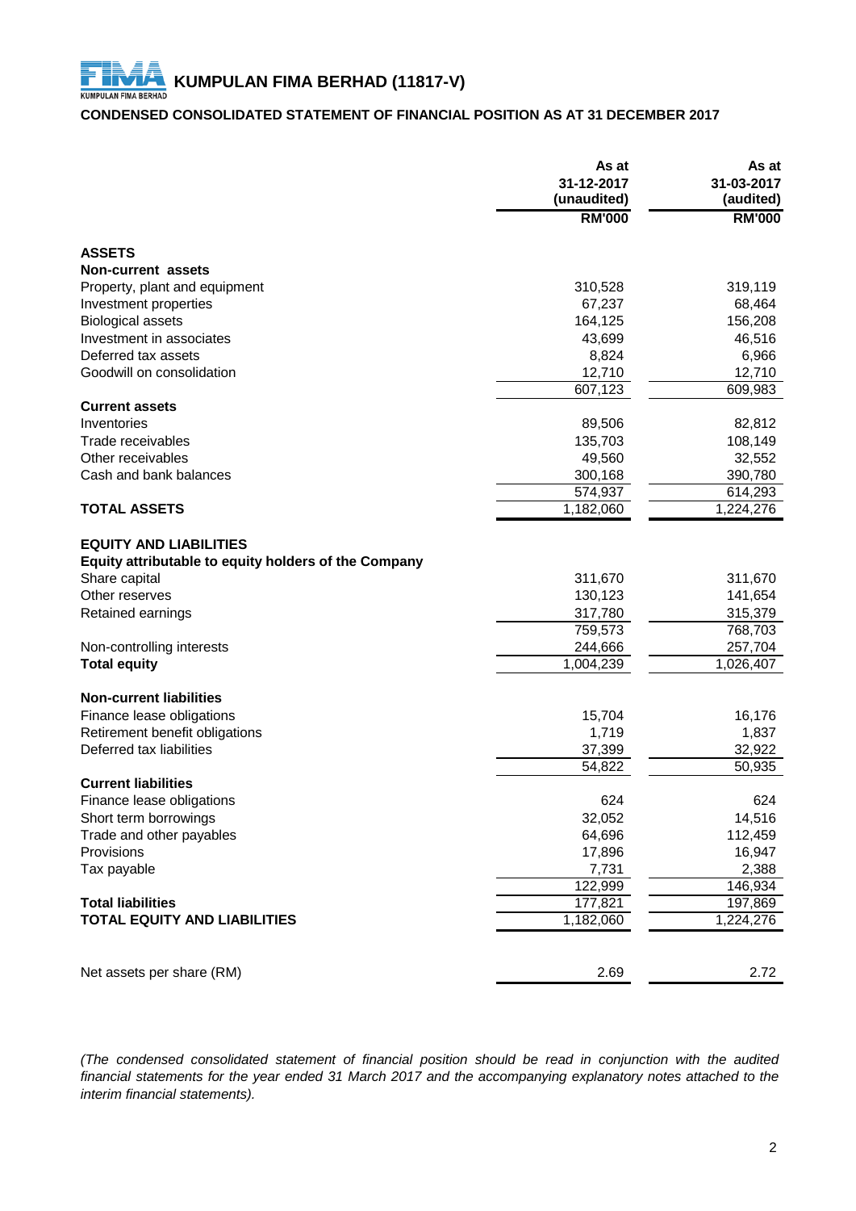# KUMPULAN FIMA BERHAD (11817-V)

## CONDENSED CONSOLIDATED STATEMENT OF FINANCIAL POSITION AS AT 31 DECEMBER 2017

| | As at 31-12-2017 (unaudited) | As at 31-03-2017 (audited) |
|---|---|---|
| | RM'000 | RM'000 |
| **ASSETS** | | |
| **Non-current assets** | | |
| Property, plant and equipment | 310,528 | 319,119 |
| Investment properties | 67,237 | 68,464 |
| Biological assets | 164,125 | 156,208 |
| Investment in associates | 43,699 | 46,516 |
| Deferred tax assets | 8,824 | 6,966 |
| Goodwill on consolidation | 12,710 | 12,710 |
| | 607,123 | 609,983 |
| **Current assets** | | |
| Inventories | 89,506 | 82,812 |
| Trade receivables | 135,703 | 108,149 |
| Other receivables | 49,560 | 32,552 |
| Cash and bank balances | 300,168 | 390,780 |
| | 574,937 | 614,293 |
| **TOTAL ASSETS** | 1,182,060 | 1,224,276 |
| **EQUITY AND LIABILITIES** | | |
| **Equity attributable to equity holders of the Company** | | |
| Share capital | 311,670 | 311,670 |
| Other reserves | 130,123 | 141,654 |
| Retained earnings | 317,780 | 315,379 |
| | 759,573 | 768,703 |
| Non-controlling interests | 244,666 | 257,704 |
| **Total equity** | 1,004,239 | 1,026,407 |
| **Non-current liabilities** | | |
| Finance lease obligations | 15,704 | 16,176 |
| Retirement benefit obligations | 1,719 | 1,837 |
| Deferred tax liabilities | 37,399 | 32,922 |
| | 54,822 | 50,935 |
| **Current liabilities** | | |
| Finance lease obligations | 624 | 624 |
| Short term borrowings | 32,052 | 14,516 |
| Trade and other payables | 64,696 | 112,459 |
| Provisions | 17,896 | 16,947 |
| Tax payable | 7,731 | 2,388 |
| | 122,999 | 146,934 |
| **Total liabilities** | 177,821 | 197,869 |
| **TOTAL EQUITY AND LIABILITIES** | 1,182,060 | 1,224,276 |
| Net assets per share (RM) | 2.69 | 2.72 |

*(The condensed consolidated statement of financial position should be read in conjunction with the audited financial statements for the year ended 31 March 2017 and the accompanying explanatory notes attached to the interim financial statements).*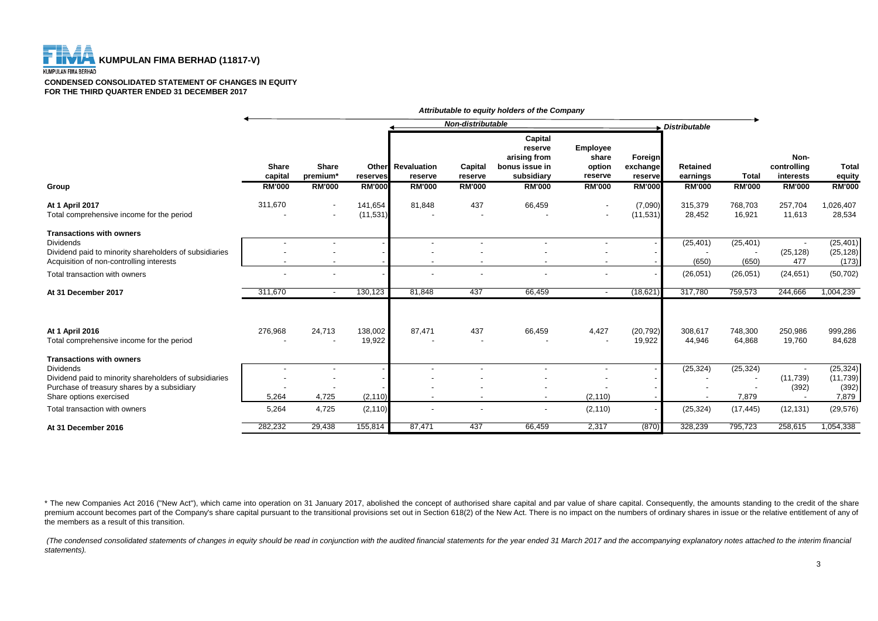**KUMPULAN FIMA BERHAD (11817-V)**

**CONDENSED CONSOLIDATED STATEMENT OF CHANGES IN EQUITY**
**FOR THE THIRD QUARTER ENDED 31 DECEMBER 2017**

| | *Attributable to equity holders of the Company* | | | | | | | | | | | |
|---|---|---|---|---|---|---|---|---|---|---|---|---|
| | | | | *Non-distributable* | | | | | *Distributable* | | | |
| **Group** | **Share capital RM'000** | **Share premium* RM'000** | **Other reserves RM'000** | **Revaluation reserve RM'000** | **Capital reserve RM'000** | **Capital reserve arising from bonus issue in subsidiary RM'000** | **Employee share option reserve RM'000** | **Foreign exchange reserve RM'000** | **Retained earnings RM'000** | **Total RM'000** | **Non-controlling interests RM'000** | **Total equity RM'000** |
| **At 1 April 2017** | 311,670 | - | 141,654 | 81,848 | 437 | 66,459 | - | (7,090) | 315,379 | 768,703 | 257,704 | 1,026,407 |
| Total comprehensive income for the period | - | - | (11,531) | - | - | - | - | (11,531) | 28,452 | 16,921 | 11,613 | 28,534 |
| **Transactions with owners** | | | | | | | | | | | | |
| Dividends | - | - | - | - | - | - | - | - | (25,401) | (25,401) | - | (25,401) |
| Dividend paid to minority shareholders of subsidiaries | - | - | - | - | - | - | - | - | - | - | (25,128) | (25,128) |
| Acquisition of non-controlling interests | - | - | - | - | - | - | - | - | (650) | (650) | 477 | (173) |
| Total transaction with owners | - | - | - | - | - | - | - | - | (26,051) | (26,051) | (24,651) | (50,702) |
| **At 31 December 2017** | 311,670 | - | 130,123 | 81,848 | 437 | 66,459 | - | (18,621) | 317,780 | 759,573 | 244,666 | 1,004,239 |
| | | | | | | | | | | | | |
| **At 1 April 2016** | 276,968 | 24,713 | 138,002 | 87,471 | 437 | 66,459 | 4,427 | (20,792) | 308,617 | 748,300 | 250,986 | 999,286 |
| Total comprehensive income for the period | - | - | 19,922 | - | - | - | - | 19,922 | 44,946 | 64,868 | 19,760 | 84,628 |
| **Transactions with owners** | | | | | | | | | | | | |
| Dividends | - | - | - | - | - | - | - | - | (25,324) | (25,324) | - | (25,324) |
| Dividend paid to minority shareholders of subsidiaries | - | - | - | - | - | - | - | - | - | - | (11,739) | (11,739) |
| Purchase of treasury shares by a subsidiary | - | - | - | - | - | - | - | - | - | - | (392) | (392) |
| Share options exercised | 5,264 | 4,725 | (2,110) | - | - | - | (2,110) | - | - | 7,879 | - | 7,879 |
| Total transaction with owners | 5,264 | 4,725 | (2,110) | - | - | - | (2,110) | - | (25,324) | (17,445) | (12,131) | (29,576) |
| **At 31 December 2016** | 282,232 | 29,438 | 155,814 | 87,471 | 437 | 66,459 | 2,317 | (870) | 328,239 | 795,723 | 258,615 | 1,054,338 |

* The new Companies Act 2016 ("New Act"), which came into operation on 31 January 2017, abolished the concept of authorised share capital and par value of share capital. Consequently, the amounts standing to the credit of the share premium account becomes part of the Company's share capital pursuant to the transitional provisions set out in Section 618(2) of the New Act. There is no impact on the numbers of ordinary shares in issue or the relative entitlement of any of the members as a result of this transition.

*(The condensed consolidated statements of changes in equity should be read in conjunction with the audited financial statements for the year ended 31 March 2017 and the accompanying explanatory notes attached to the interim financial statements).*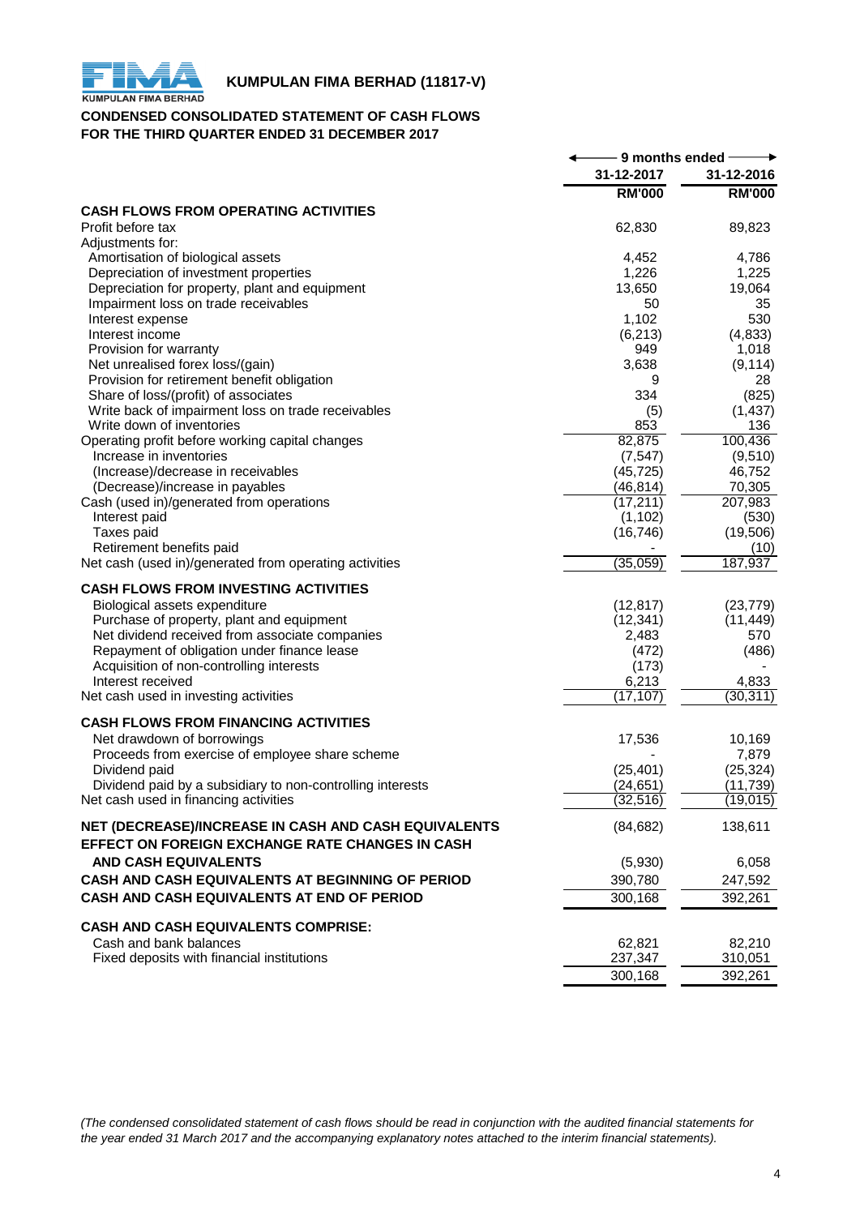**KUMPULAN FIMA BERHAD (11817-V)**

**CONDENSED CONSOLIDATED STATEMENT OF CASH FLOWS**
**FOR THE THIRD QUARTER ENDED 31 DECEMBER 2017**

| | 9 months ended | |
|---|---|---|
| | 31-12-2017 | 31-12-2016 |
| | RM'000 | RM'000 |
| **CASH FLOWS FROM OPERATING ACTIVITIES** | | |
| Profit before tax | 62,830 | 89,823 |
| Adjustments for: | | |
| Amortisation of biological assets | 4,452 | 4,786 |
| Depreciation of investment properties | 1,226 | 1,225 |
| Depreciation for property, plant and equipment | 13,650 | 19,064 |
| Impairment loss on trade receivables | 50 | 35 |
| Interest expense | 1,102 | 530 |
| Interest income | (6,213) | (4,833) |
| Provision for warranty | 949 | 1,018 |
| Net unrealised forex loss/(gain) | 3,638 | (9,114) |
| Provision for retirement benefit obligation | 9 | 28 |
| Share of loss/(profit) of associates | 334 | (825) |
| Write back of impairment loss on trade receivables | (5) | (1,437) |
| Write down of inventories | 853 | 136 |
| Operating profit before working capital changes | 82,875 | 100,436 |
| Increase in inventories | (7,547) | (9,510) |
| (Increase)/decrease in receivables | (45,725) | 46,752 |
| (Decrease)/increase in payables | (46,814) | 70,305 |
| Cash (used in)/generated from operations | (17,211) | 207,983 |
| Interest paid | (1,102) | (530) |
| Taxes paid | (16,746) | (19,506) |
| Retirement benefits paid | - | (10) |
| Net cash (used in)/generated from operating activities | (35,059) | 187,937 |
| **CASH FLOWS FROM INVESTING ACTIVITIES** | | |
| Biological assets expenditure | (12,817) | (23,779) |
| Purchase of property, plant and equipment | (12,341) | (11,449) |
| Net dividend received from associate companies | 2,483 | 570 |
| Repayment of obligation under finance lease | (472) | (486) |
| Acquisition of non-controlling interests | (173) | - |
| Interest received | 6,213 | 4,833 |
| Net cash used in investing activities | (17,107) | (30,311) |
| **CASH FLOWS FROM FINANCING ACTIVITIES** | | |
| Net drawdown of borrowings | 17,536 | 10,169 |
| Proceeds from exercise of employee share scheme | - | 7,879 |
| Dividend paid | (25,401) | (25,324) |
| Dividend paid by a subsidiary to non-controlling interests | (24,651) | (11,739) |
| Net cash used in financing activities | (32,516) | (19,015) |
| **NET (DECREASE)/INCREASE IN CASH AND CASH EQUIVALENTS** | (84,682) | 138,611 |
| **EFFECT ON FOREIGN EXCHANGE RATE CHANGES IN CASH AND CASH EQUIVALENTS** | (5,930) | 6,058 |
| **CASH AND CASH EQUIVALENTS AT BEGINNING OF PERIOD** | 390,780 | 247,592 |
| **CASH AND CASH EQUIVALENTS AT END OF PERIOD** | 300,168 | 392,261 |
| **CASH AND CASH EQUIVALENTS COMPRISE:** | | |
| Cash and bank balances | 62,821 | 82,210 |
| Fixed deposits with financial institutions | 237,347 | 310,051 |
| | 300,168 | 392,261 |

*(The condensed consolidated statement of cash flows should be read in conjunction with the audited financial statements for the year ended 31 March 2017 and the accompanying explanatory notes attached to the interim financial statements).*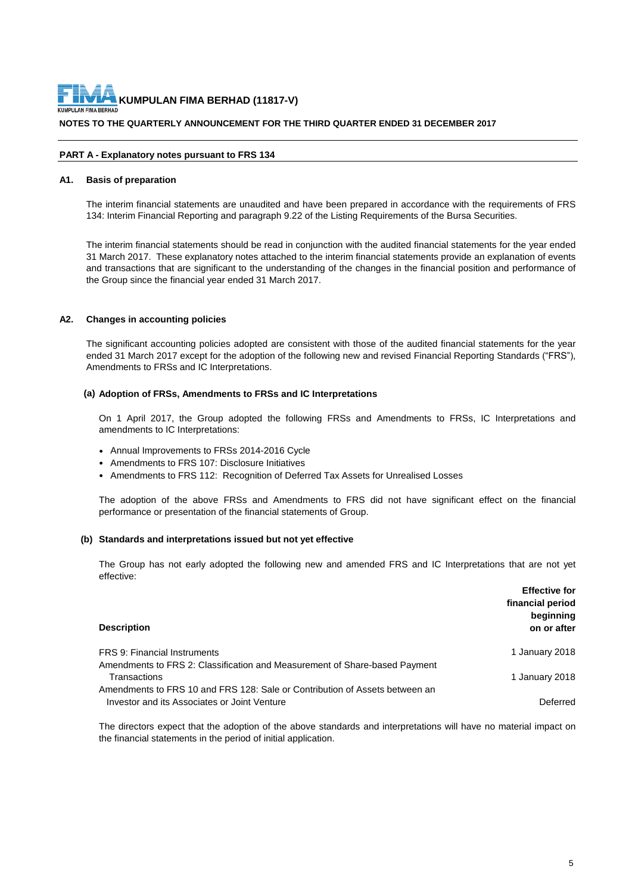**KUMPULAN FIMA BERHAD (11817-V)**

**NOTES TO THE QUARTERLY ANNOUNCEMENT FOR THE THIRD QUARTER ENDED 31 DECEMBER 2017**

## PART A - Explanatory notes pursuant to FRS 134

### A1. Basis of preparation

The interim financial statements are unaudited and have been prepared in accordance with the requirements of FRS 134: Interim Financial Reporting and paragraph 9.22 of the Listing Requirements of the Bursa Securities.

The interim financial statements should be read in conjunction with the audited financial statements for the year ended 31 March 2017. These explanatory notes attached to the interim financial statements provide an explanation of events and transactions that are significant to the understanding of the changes in the financial position and performance of the Group since the financial year ended 31 March 2017.

### A2. Changes in accounting policies

The significant accounting policies adopted are consistent with those of the audited financial statements for the year ended 31 March 2017 except for the adoption of the following new and revised Financial Reporting Standards ("FRS"), Amendments to FRSs and IC Interpretations.

**(a) Adoption of FRSs, Amendments to FRSs and IC Interpretations**

On 1 April 2017, the Group adopted the following FRSs and Amendments to FRSs, IC Interpretations and amendments to IC Interpretations:

- Annual Improvements to FRSs 2014-2016 Cycle
- Amendments to FRS 107: Disclosure Initiatives
- Amendments to FRS 112: Recognition of Deferred Tax Assets for Unrealised Losses

The adoption of the above FRSs and Amendments to FRS did not have significant effect on the financial performance or presentation of the financial statements of Group.

**(b) Standards and interpretations issued but not yet effective**

The Group has not early adopted the following new and amended FRS and IC Interpretations that are not yet effective:

| **Description** | **Effective for financial period beginning on or after** |
|---|---|
| FRS 9: Financial Instruments | 1 January 2018 |
| Amendments to FRS 2: Classification and Measurement of Share-based Payment Transactions | 1 January 2018 |
| Amendments to FRS 10 and FRS 128: Sale or Contribution of Assets between an Investor and its Associates or Joint Venture | Deferred |

The directors expect that the adoption of the above standards and interpretations will have no material impact on the financial statements in the period of initial application.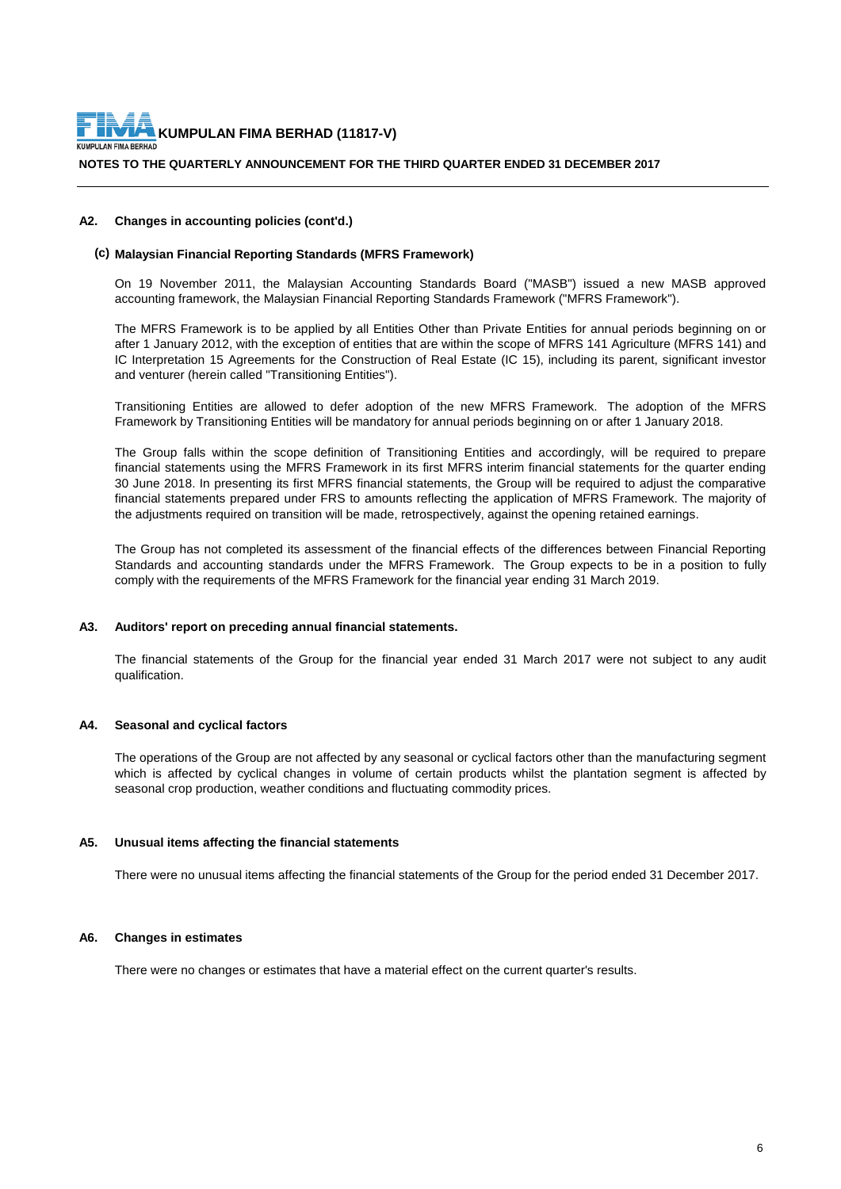### A2. Changes in accounting policies (cont'd.)

#### (c) Malaysian Financial Reporting Standards (MFRS Framework)

On 19 November 2011, the Malaysian Accounting Standards Board ("MASB") issued a new MASB approved accounting framework, the Malaysian Financial Reporting Standards Framework ("MFRS Framework").

The MFRS Framework is to be applied by all Entities Other than Private Entities for annual periods beginning on or after 1 January 2012, with the exception of entities that are within the scope of MFRS 141 Agriculture (MFRS 141) and IC Interpretation 15 Agreements for the Construction of Real Estate (IC 15), including its parent, significant investor and venturer (herein called "Transitioning Entities").

Transitioning Entities are allowed to defer adoption of the new MFRS Framework. The adoption of the MFRS Framework by Transitioning Entities will be mandatory for annual periods beginning on or after 1 January 2018.

The Group falls within the scope definition of Transitioning Entities and accordingly, will be required to prepare financial statements using the MFRS Framework in its first MFRS interim financial statements for the quarter ending 30 June 2018. In presenting its first MFRS financial statements, the Group will be required to adjust the comparative financial statements prepared under FRS to amounts reflecting the application of MFRS Framework. The majority of the adjustments required on transition will be made, retrospectively, against the opening retained earnings.

The Group has not completed its assessment of the financial effects of the differences between Financial Reporting Standards and accounting standards under the MFRS Framework. The Group expects to be in a position to fully comply with the requirements of the MFRS Framework for the financial year ending 31 March 2019.

### A3. Auditors' report on preceding annual financial statements.

The financial statements of the Group for the financial year ended 31 March 2017 were not subject to any audit qualification.

### A4. Seasonal and cyclical factors

The operations of the Group are not affected by any seasonal or cyclical factors other than the manufacturing segment which is affected by cyclical changes in volume of certain products whilst the plantation segment is affected by seasonal crop production, weather conditions and fluctuating commodity prices.

### A5. Unusual items affecting the financial statements

There were no unusual items affecting the financial statements of the Group for the period ended 31 December 2017.

### A6. Changes in estimates

There were no changes or estimates that have a material effect on the current quarter's results.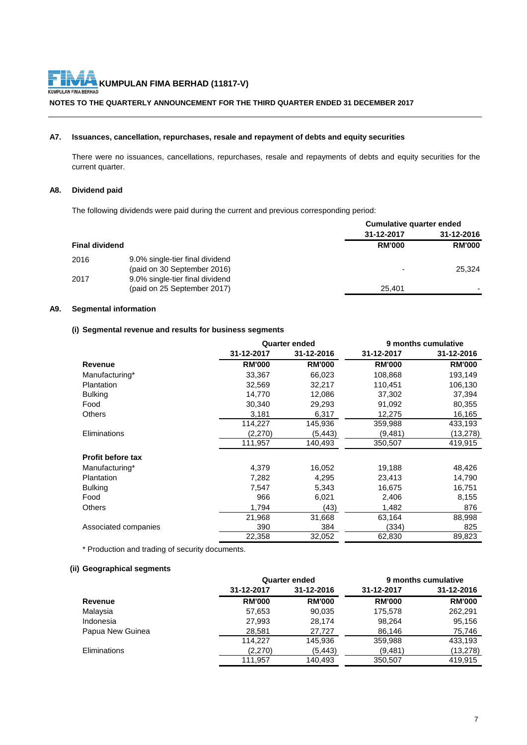**KUMPULAN FIMA BERHAD (11817-V)**

**NOTES TO THE QUARTERLY ANNOUNCEMENT FOR THE THIRD QUARTER ENDED 31 DECEMBER 2017**

### A7. Issuances, cancellation, repurchases, resale and repayment of debts and equity securities

There were no issuances, cancellations, repurchases, resale and repayments of debts and equity securities for the current quarter.

### A8. Dividend paid

The following dividends were paid during the current and previous corresponding period:

| | | Cumulative quarter ended | |
|---|---|---|---|
| | | 31-12-2017 | 31-12-2016 |
| **Final dividend** | | **RM'000** | **RM'000** |
| 2016 | 9.0% single-tier final dividend (paid on 30 September 2016) | - | 25,324 |
| 2017 | 9.0% single-tier final dividend (paid on 25 September 2017) | 25,401 | - |

### A9. Segmental information

#### (i) Segmental revenue and results for business segments

| | Quarter ended | | 9 months cumulative | |
|---|---|---|---|---|
| | 31-12-2017 | 31-12-2016 | 31-12-2017 | 31-12-2016 |
| **Revenue** | **RM'000** | **RM'000** | **RM'000** | **RM'000** |
| Manufacturing* | 33,367 | 66,023 | 108,868 | 193,149 |
| Plantation | 32,569 | 32,217 | 110,451 | 106,130 |
| Bulking | 14,770 | 12,086 | 37,302 | 37,394 |
| Food | 30,340 | 29,293 | 91,092 | 80,355 |
| Others | 3,181 | 6,317 | 12,275 | 16,165 |
| | 114,227 | 145,936 | 359,988 | 433,193 |
| Eliminations | (2,270) | (5,443) | (9,481) | (13,278) |
| | 111,957 | 140,493 | 350,507 | 419,915 |
| **Profit before tax** | | | | |
| Manufacturing* | 4,379 | 16,052 | 19,188 | 48,426 |
| Plantation | 7,282 | 4,295 | 23,413 | 14,790 |
| Bulking | 7,547 | 5,343 | 16,675 | 16,751 |
| Food | 966 | 6,021 | 2,406 | 8,155 |
| Others | 1,794 | (43) | 1,482 | 876 |
| | 21,968 | 31,668 | 63,164 | 88,998 |
| Associated companies | 390 | 384 | (334) | 825 |
| | 22,358 | 32,052 | 62,830 | 89,823 |

\* Production and trading of security documents.

#### (ii) Geographical segments

| | Quarter ended | | 9 months cumulative | |
|---|---|---|---|---|
| | 31-12-2017 | 31-12-2016 | 31-12-2017 | 31-12-2016 |
| **Revenue** | **RM'000** | **RM'000** | **RM'000** | **RM'000** |
| Malaysia | 57,653 | 90,035 | 175,578 | 262,291 |
| Indonesia | 27,993 | 28,174 | 98,264 | 95,156 |
| Papua New Guinea | 28,581 | 27,727 | 86,146 | 75,746 |
| | 114,227 | 145,936 | 359,988 | 433,193 |
| Eliminations | (2,270) | (5,443) | (9,481) | (13,278) |
| | 111,957 | 140,493 | 350,507 | 419,915 |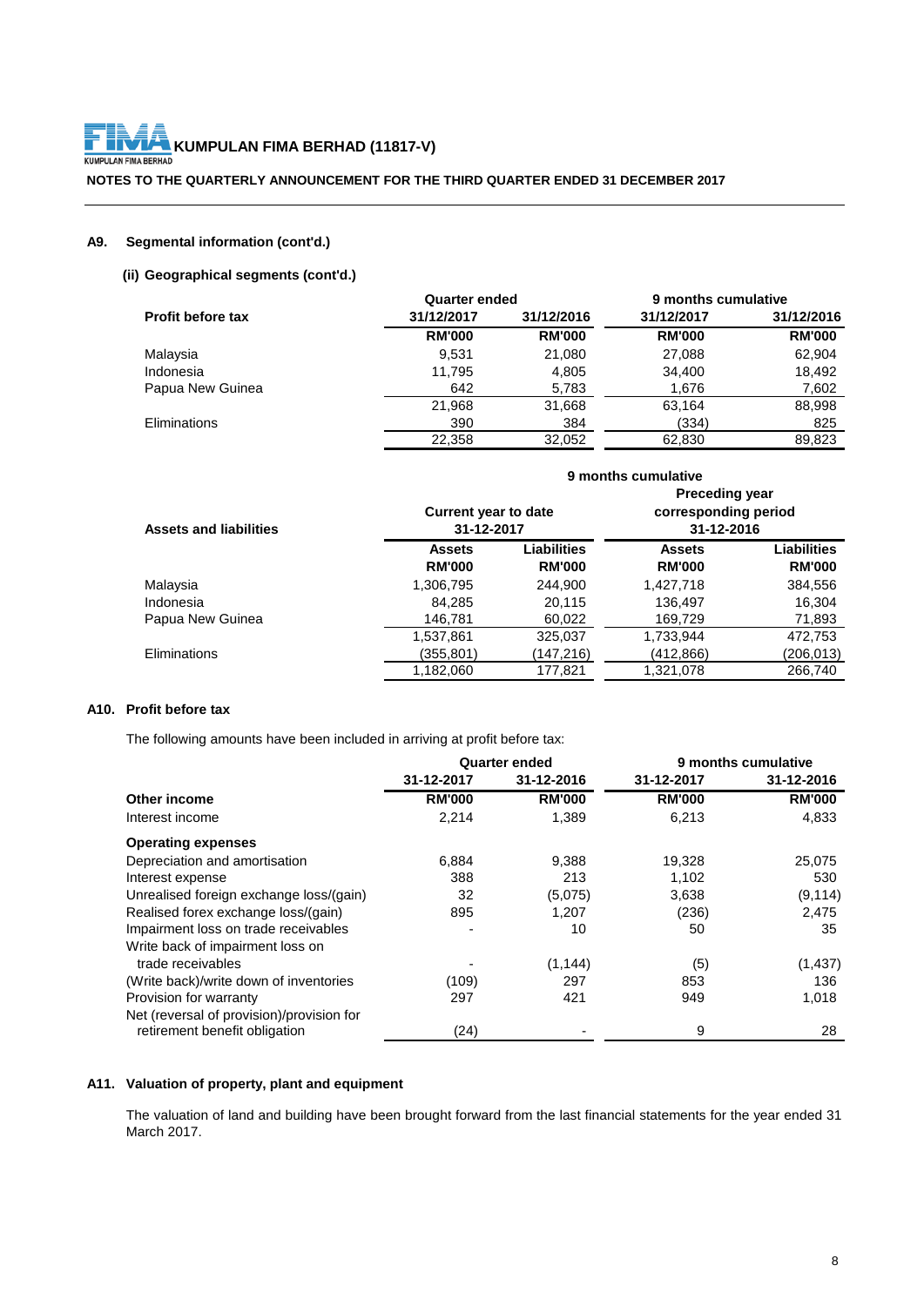**KUMPULAN FIMA BERHAD (11817-V)**

**NOTES TO THE QUARTERLY ANNOUNCEMENT FOR THE THIRD QUARTER ENDED 31 DECEMBER 2017**

### A9. Segmental information (cont'd.)

#### (ii) Geographical segments (cont'd.)

| Profit before tax | Quarter ended | | 9 months cumulative | |
|---|---|---|---|---|
| | 31/12/2017 | 31/12/2016 | 31/12/2017 | 31/12/2016 |
| | RM'000 | RM'000 | RM'000 | RM'000 |
| Malaysia | 9,531 | 21,080 | 27,088 | 62,904 |
| Indonesia | 11,795 | 4,805 | 34,400 | 18,492 |
| Papua New Guinea | 642 | 5,783 | 1,676 | 7,602 |
| | 21,968 | 31,668 | 63,164 | 88,998 |
| Eliminations | 390 | 384 | (334) | 825 |
| | 22,358 | 32,052 | 62,830 | 89,823 |

| Assets and liabilities | 9 months cumulative | | | |
|---|---|---|---|---|
| | Current year to date 31-12-2017 | | Preceding year corresponding period 31-12-2016 | |
| | Assets | Liabilities | Assets | Liabilities |
| | RM'000 | RM'000 | RM'000 | RM'000 |
| Malaysia | 1,306,795 | 244,900 | 1,427,718 | 384,556 |
| Indonesia | 84,285 | 20,115 | 136,497 | 16,304 |
| Papua New Guinea | 146,781 | 60,022 | 169,729 | 71,893 |
| | 1,537,861 | 325,037 | 1,733,944 | 472,753 |
| Eliminations | (355,801) | (147,216) | (412,866) | (206,013) |
| | 1,182,060 | 177,821 | 1,321,078 | 266,740 |

### A10. Profit before tax

The following amounts have been included in arriving at profit before tax:

| | Quarter ended | | 9 months cumulative | |
|---|---|---|---|---|
| | 31-12-2017 | 31-12-2016 | 31-12-2017 | 31-12-2016 |
| **Other income** | RM'000 | RM'000 | RM'000 | RM'000 |
| Interest income | 2,214 | 1,389 | 6,213 | 4,833 |
| **Operating expenses** | | | | |
| Depreciation and amortisation | 6,884 | 9,388 | 19,328 | 25,075 |
| Interest expense | 388 | 213 | 1,102 | 530 |
| Unrealised foreign exchange loss/(gain) | 32 | (5,075) | 3,638 | (9,114) |
| Realised forex exchange loss/(gain) | 895 | 1,207 | (236) | 2,475 |
| Impairment loss on trade receivables | - | 10 | 50 | 35 |
| Write back of impairment loss on trade receivables | - | (1,144) | (5) | (1,437) |
| (Write back)/write down of inventories | (109) | 297 | 853 | 136 |
| Provision for warranty | 297 | 421 | 949 | 1,018 |
| Net (reversal of provision)/provision for retirement benefit obligation | (24) | - | 9 | 28 |

### A11. Valuation of property, plant and equipment

The valuation of land and building have been brought forward from the last financial statements for the year ended 31 March 2017.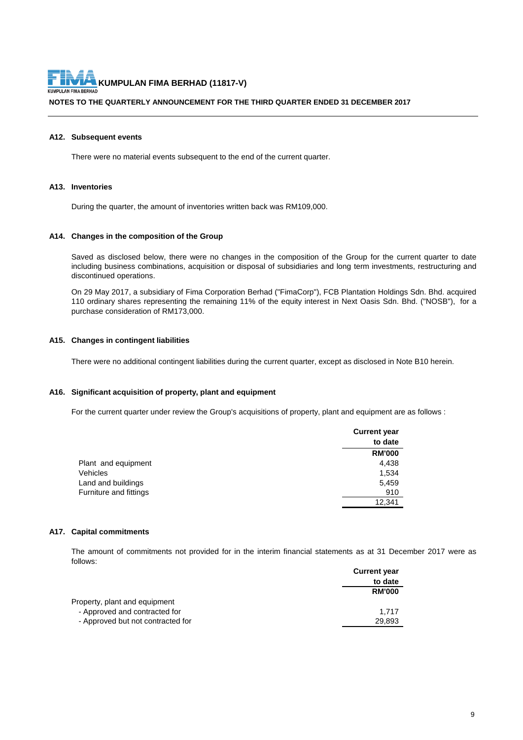### A12. Subsequent events

There were no material events subsequent to the end of the current quarter.

### A13. Inventories

During the quarter, the amount of inventories written back was RM109,000.

### A14. Changes in the composition of the Group

Saved as disclosed below, there were no changes in the composition of the Group for the current quarter to date including business combinations, acquisition or disposal of subsidiaries and long term investments, restructuring and discontinued operations.

On 29 May 2017, a subsidiary of Fima Corporation Berhad ("FimaCorp"), FCB Plantation Holdings Sdn. Bhd. acquired 110 ordinary shares representing the remaining 11% of the equity interest in Next Oasis Sdn. Bhd. ("NOSB"), for a purchase consideration of RM173,000.

### A15. Changes in contingent liabilities

There were no additional contingent liabilities during the current quarter, except as disclosed in Note B10 herein.

### A16. Significant acquisition of property, plant and equipment

For the current quarter under review the Group's acquisitions of property, plant and equipment are as follows :

| | Current year to date |
|---|---|
| | RM'000 |
| Plant and equipment | 4,438 |
| Vehicles | 1,534 |
| Land and buildings | 5,459 |
| Furniture and fittings | 910 |
| | 12,341 |

### A17. Capital commitments

The amount of commitments not provided for in the interim financial statements as at 31 December 2017 were as follows:

| | Current year to date |
|---|---|
| | RM'000 |
| Property, plant and equipment | |
| - Approved and contracted for | 1,717 |
| - Approved but not contracted for | 29,893 |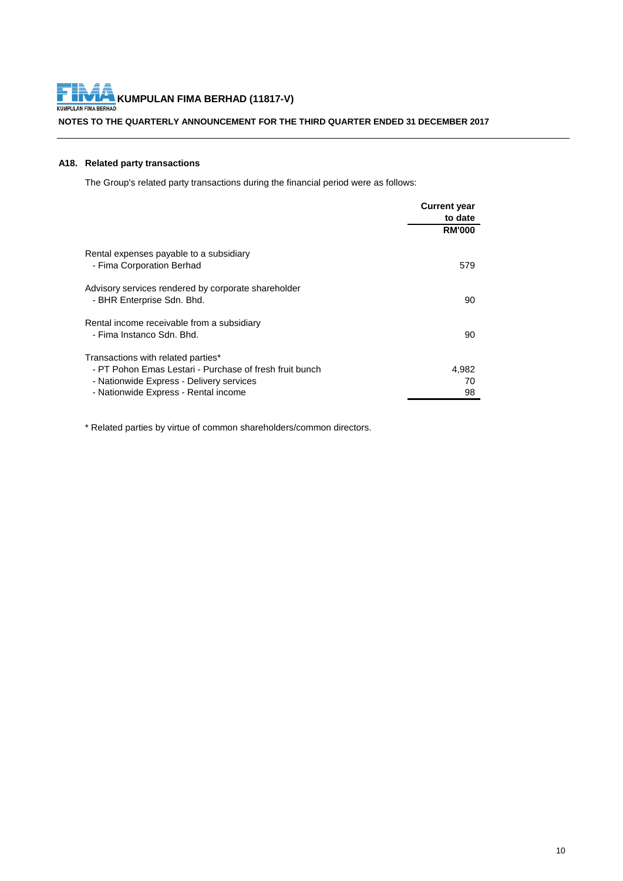## A18. Related party transactions

The Group's related party transactions during the financial period were as follows:

| | Current year to date RM'000 |
|---|---|
| Rental expenses payable to a subsidiary | |
| - Fima Corporation Berhad | 579 |
| Advisory services rendered by corporate shareholder | |
| - BHR Enterprise Sdn. Bhd. | 90 |
| Rental income receivable from a subsidiary | |
| - Fima Instanco Sdn. Bhd. | 90 |
| Transactions with related parties* | |
| - PT Pohon Emas Lestari - Purchase of fresh fruit bunch | 4,982 |
| - Nationwide Express - Delivery services | 70 |
| - Nationwide Express - Rental income | 98 |

* Related parties by virtue of common shareholders/common directors.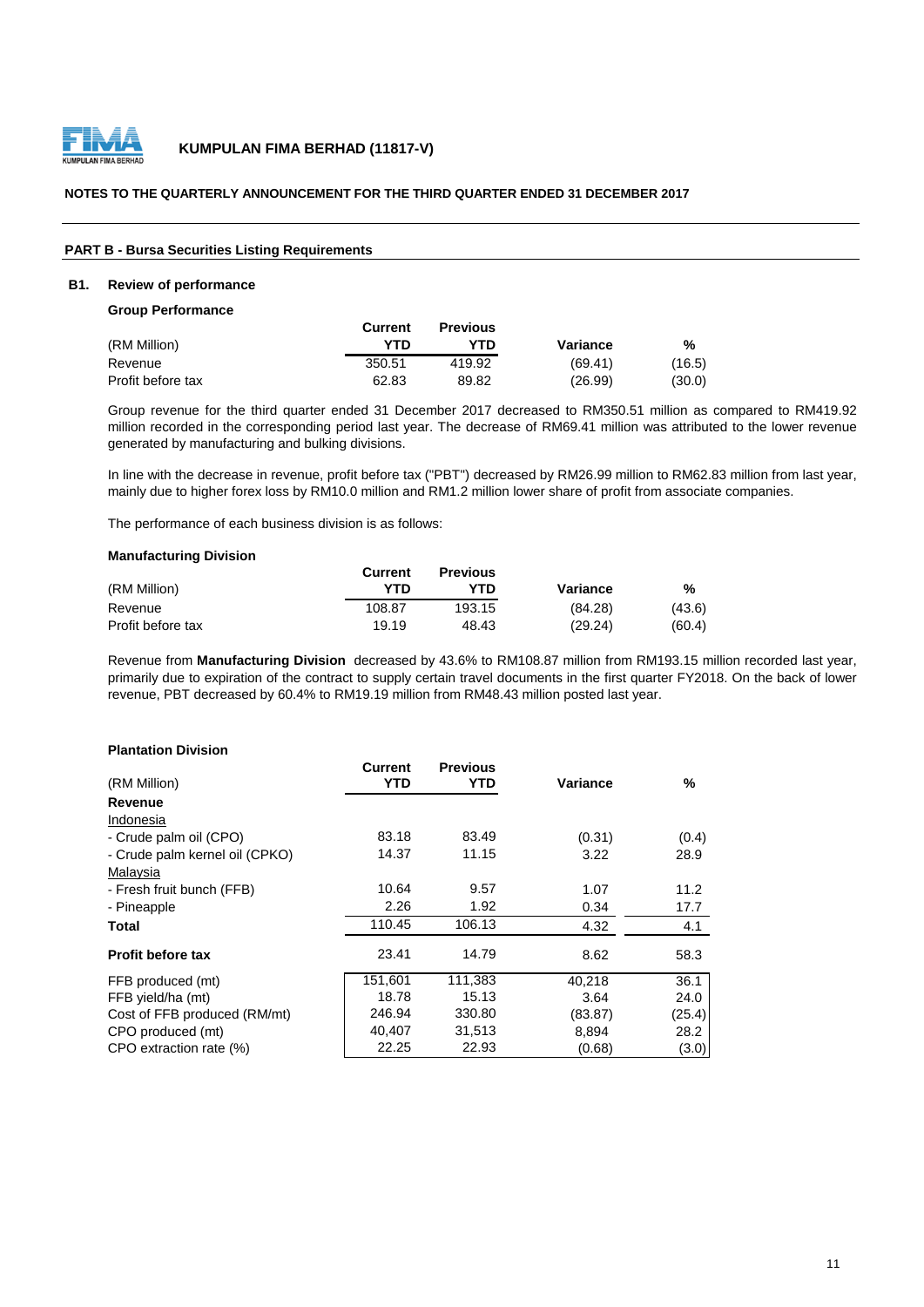**KUMPULAN FIMA BERHAD (11817-V)**

**NOTES TO THE QUARTERLY ANNOUNCEMENT FOR THE THIRD QUARTER ENDED 31 DECEMBER 2017**

**PART B - Bursa Securities Listing Requirements**

## B1. Review of performance

**Group Performance**

| (RM Million) | Current YTD | Previous YTD | Variance | % |
|---|---|---|---|---|
| Revenue | 350.51 | 419.92 | (69.41) | (16.5) |
| Profit before tax | 62.83 | 89.82 | (26.99) | (30.0) |

Group revenue for the third quarter ended 31 December 2017 decreased to RM350.51 million as compared to RM419.92 million recorded in the corresponding period last year. The decrease of RM69.41 million was attributed to the lower revenue generated by manufacturing and bulking divisions.

In line with the decrease in revenue, profit before tax ("PBT") decreased by RM26.99 million to RM62.83 million from last year, mainly due to higher forex loss by RM10.0 million and RM1.2 million lower share of profit from associate companies.

The performance of each business division is as follows:

**Manufacturing Division**

| (RM Million) | Current YTD | Previous YTD | Variance | % |
|---|---|---|---|---|
| Revenue | 108.87 | 193.15 | (84.28) | (43.6) |
| Profit before tax | 19.19 | 48.43 | (29.24) | (60.4) |

Revenue from **Manufacturing Division** decreased by 43.6% to RM108.87 million from RM193.15 million recorded last year, primarily due to expiration of the contract to supply certain travel documents in the first quarter FY2018. On the back of lower revenue, PBT decreased by 60.4% to RM19.19 million from RM48.43 million posted last year.

**Plantation Division**

| (RM Million) | Current YTD | Previous YTD | Variance | % |
|---|---|---|---|---|
| **Revenue** | | | | |
| Indonesia | | | | |
| - Crude palm oil (CPO) | 83.18 | 83.49 | (0.31) | (0.4) |
| - Crude palm kernel oil (CPKO) | 14.37 | 11.15 | 3.22 | 28.9 |
| Malaysia | | | | |
| - Fresh fruit bunch (FFB) | 10.64 | 9.57 | 1.07 | 11.2 |
| - Pineapple | 2.26 | 1.92 | 0.34 | 17.7 |
| **Total** | 110.45 | 106.13 | 4.32 | 4.1 |
| **Profit before tax** | 23.41 | 14.79 | 8.62 | 58.3 |
| FFB produced (mt) | 151,601 | 111,383 | 40,218 | 36.1 |
| FFB yield/ha (mt) | 18.78 | 15.13 | 3.64 | 24.0 |
| Cost of FFB produced (RM/mt) | 246.94 | 330.80 | (83.87) | (25.4) |
| CPO produced (mt) | 40,407 | 31,513 | 8,894 | 28.2 |
| CPO extraction rate (%) | 22.25 | 22.93 | (0.68) | (3.0) |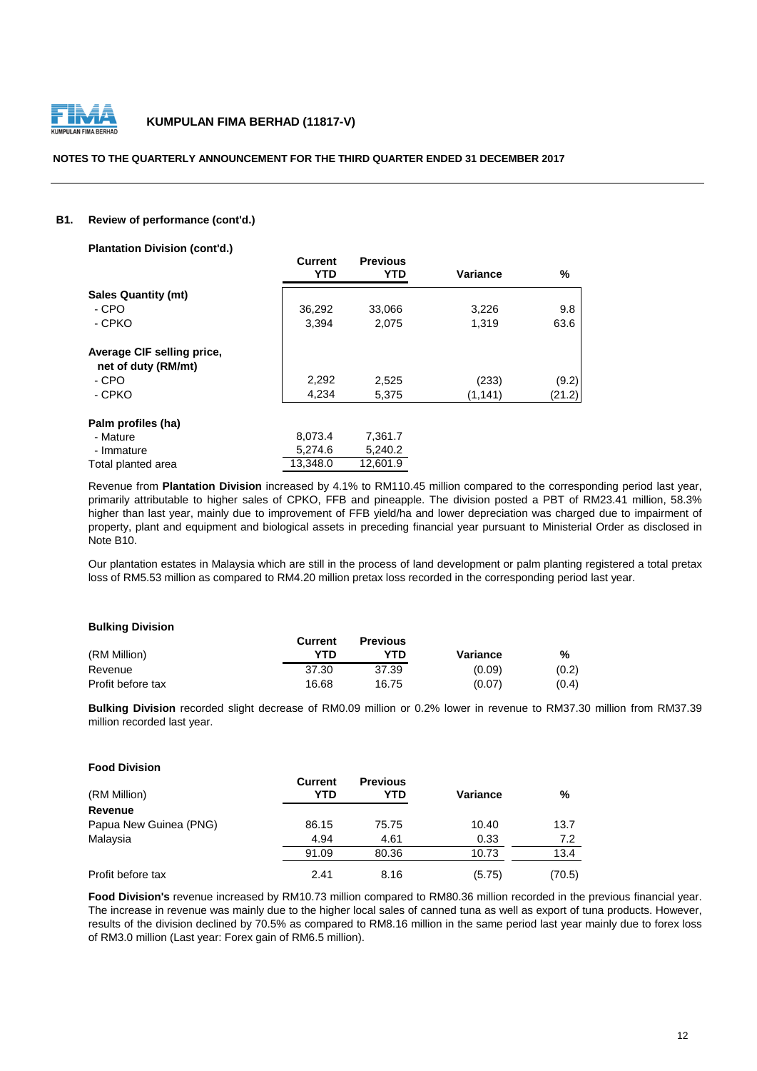**KUMPULAN FIMA BERHAD (11817-V)**

**NOTES TO THE QUARTERLY ANNOUNCEMENT FOR THE THIRD QUARTER ENDED 31 DECEMBER 2017**

**B1. Review of performance (cont'd.)**

**Plantation Division (cont'd.)**

| | Current YTD | Previous YTD | Variance | % |
|---|---|---|---|---|
| **Sales Quantity (mt)** | | | | |
| - CPO | 36,292 | 33,066 | 3,226 | 9.8 |
| - CPKO | 3,394 | 2,075 | 1,319 | 63.6 |
| **Average CIF selling price, net of duty (RM/mt)** | | | | |
| - CPO | 2,292 | 2,525 | (233) | (9.2) |
| - CPKO | 4,234 | 5,375 | (1,141) | (21.2) |
| **Palm profiles (ha)** | | | | |
| - Mature | 8,073.4 | 7,361.7 | | |
| - Immature | 5,274.6 | 5,240.2 | | |
| Total planted area | 13,348.0 | 12,601.9 | | |

Revenue from **Plantation Division** increased by 4.1% to RM110.45 million compared to the corresponding period last year, primarily attributable to higher sales of CPKO, FFB and pineapple. The division posted a PBT of RM23.41 million, 58.3% higher than last year, mainly due to improvement of FFB yield/ha and lower depreciation was charged due to impairment of property, plant and equipment and biological assets in preceding financial year pursuant to Ministerial Order as disclosed in Note B10.

Our plantation estates in Malaysia which are still in the process of land development or palm planting registered a total pretax loss of RM5.53 million as compared to RM4.20 million pretax loss recorded in the corresponding period last year.

**Bulking Division**

| (RM Million) | Current YTD | Previous YTD | Variance | % |
|---|---|---|---|---|
| Revenue | 37.30 | 37.39 | (0.09) | (0.2) |
| Profit before tax | 16.68 | 16.75 | (0.07) | (0.4) |

**Bulking Division** recorded slight decrease of RM0.09 million or 0.2% lower in revenue to RM37.30 million from RM37.39 million recorded last year.

**Food Division**

| (RM Million) | Current YTD | Previous YTD | Variance | % |
|---|---|---|---|---|
| **Revenue** | | | | |
| Papua New Guinea (PNG) | 86.15 | 75.75 | 10.40 | 13.7 |
| Malaysia | 4.94 | 4.61 | 0.33 | 7.2 |
| | 91.09 | 80.36 | 10.73 | 13.4 |
| Profit before tax | 2.41 | 8.16 | (5.75) | (70.5) |

**Food Division's** revenue increased by RM10.73 million compared to RM80.36 million recorded in the previous financial year. The increase in revenue was mainly due to the higher local sales of canned tuna as well as export of tuna products. However, results of the division declined by 70.5% as compared to RM8.16 million in the same period last year mainly due to forex loss of RM3.0 million (Last year: Forex gain of RM6.5 million).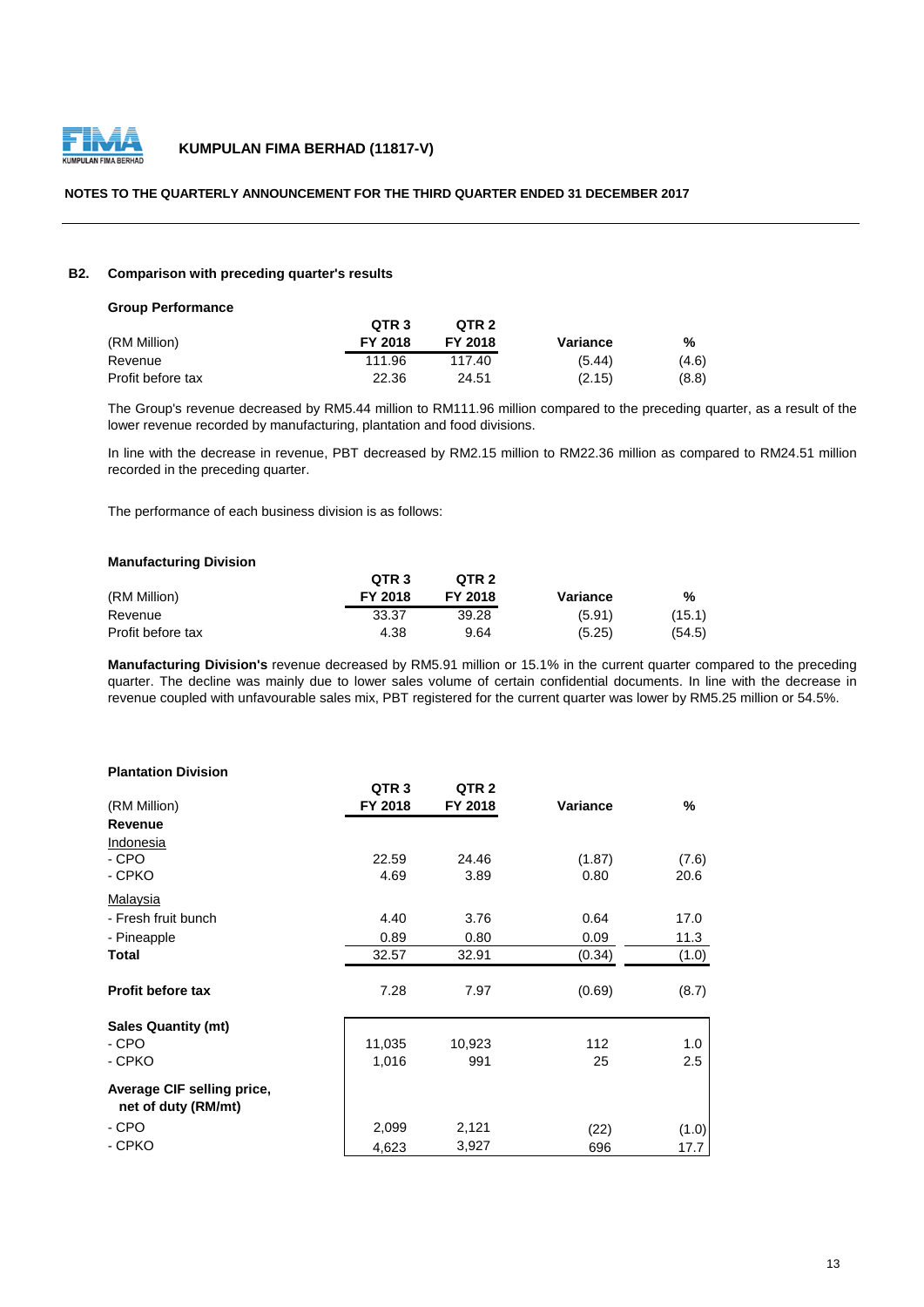## B2. Comparison with preceding quarter's results

**Group Performance**

| (RM Million) | QTR 3 FY 2018 | QTR 2 FY 2018 | Variance | % |
|---|---|---|---|---|
| Revenue | 111.96 | 117.40 | (5.44) | (4.6) |
| Profit before tax | 22.36 | 24.51 | (2.15) | (8.8) |

The Group's revenue decreased by RM5.44 million to RM111.96 million compared to the preceding quarter, as a result of the lower revenue recorded by manufacturing, plantation and food divisions.

In line with the decrease in revenue, PBT decreased by RM2.15 million to RM22.36 million as compared to RM24.51 million recorded in the preceding quarter.

The performance of each business division is as follows:

**Manufacturing Division**

| (RM Million) | QTR 3 FY 2018 | QTR 2 FY 2018 | Variance | % |
|---|---|---|---|---|
| Revenue | 33.37 | 39.28 | (5.91) | (15.1) |
| Profit before tax | 4.38 | 9.64 | (5.25) | (54.5) |

**Manufacturing Division's** revenue decreased by RM5.91 million or 15.1% in the current quarter compared to the preceding quarter. The decline was mainly due to lower sales volume of certain confidential documents. In line with the decrease in revenue coupled with unfavourable sales mix, PBT registered for the current quarter was lower by RM5.25 million or 54.5%.

**Plantation Division**

| (RM Million) | QTR 3 FY 2018 | QTR 2 FY 2018 | Variance | % |
|---|---|---|---|---|
| **Revenue** | | | | |
| Indonesia | | | | |
| - CPO | 22.59 | 24.46 | (1.87) | (7.6) |
| - CPKO | 4.69 | 3.89 | 0.80 | 20.6 |
| Malaysia | | | | |
| - Fresh fruit bunch | 4.40 | 3.76 | 0.64 | 17.0 |
| - Pineapple | 0.89 | 0.80 | 0.09 | 11.3 |
| **Total** | 32.57 | 32.91 | (0.34) | (1.0) |
| **Profit before tax** | 7.28 | 7.97 | (0.69) | (8.7) |
| **Sales Quantity (mt)** | | | | |
| - CPO | 11,035 | 10,923 | 112 | 1.0 |
| - CPKO | 1,016 | 991 | 25 | 2.5 |
| **Average CIF selling price, net of duty (RM/mt)** | | | | |
| - CPO | 2,099 | 2,121 | (22) | (1.0) |
| - CPKO | 4,623 | 3,927 | 696 | 17.7 |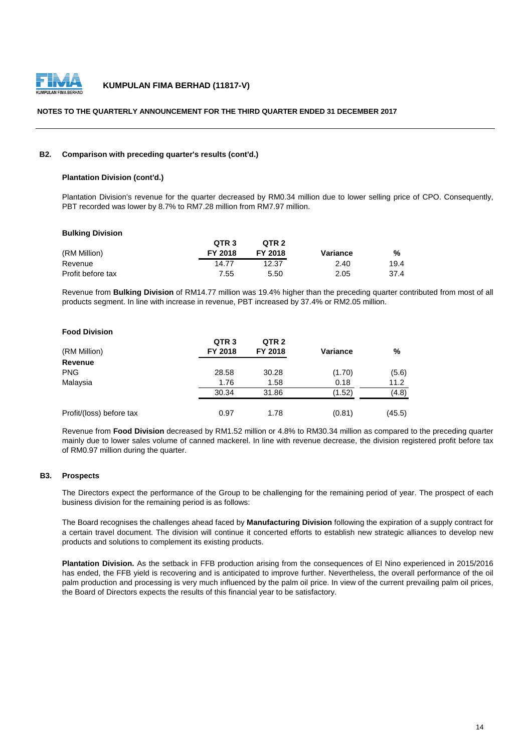**NOTES TO THE QUARTERLY ANNOUNCEMENT FOR THE THIRD QUARTER ENDED 31 DECEMBER 2017**

**B2. Comparison with preceding quarter's results (cont'd.)**

**Plantation Division (cont'd.)**

Plantation Division's revenue for the quarter decreased by RM0.34 million due to lower selling price of CPO. Consequently, PBT recorded was lower by 8.7% to RM7.28 million from RM7.97 million.

**Bulking Division**

| (RM Million) | QTR 3 FY 2018 | QTR 2 FY 2018 | Variance | % |
|---|---|---|---|---|
| Revenue | 14.77 | 12.37 | 2.40 | 19.4 |
| Profit before tax | 7.55 | 5.50 | 2.05 | 37.4 |

Revenue from **Bulking Division** of RM14.77 million was 19.4% higher than the preceding quarter contributed from most of all products segment. In line with increase in revenue, PBT increased by 37.4% or RM2.05 million.

**Food Division**

| (RM Million) | QTR 3 FY 2018 | QTR 2 FY 2018 | Variance | % |
|---|---|---|---|---|
| **Revenue** | | | | |
| PNG | 28.58 | 30.28 | (1.70) | (5.6) |
| Malaysia | 1.76 | 1.58 | 0.18 | 11.2 |
| | 30.34 | 31.86 | (1.52) | (4.8) |
| Profit/(loss) before tax | 0.97 | 1.78 | (0.81) | (45.5) |

Revenue from **Food Division** decreased by RM1.52 million or 4.8% to RM30.34 million as compared to the preceding quarter mainly due to lower sales volume of canned mackerel. In line with revenue decrease, the division registered profit before tax of RM0.97 million during the quarter.

**B3. Prospects**

The Directors expect the performance of the Group to be challenging for the remaining period of year. The prospect of each business division for the remaining period is as follows:

The Board recognises the challenges ahead faced by **Manufacturing Division** following the expiration of a supply contract for a certain travel document. The division will continue it concerted efforts to establish new strategic alliances to develop new products and solutions to complement its existing products.

**Plantation Division.** As the setback in FFB production arising from the consequences of El Nino experienced in 2015/2016 has ended, the FFB yield is recovering and is anticipated to improve further. Nevertheless, the overall performance of the oil palm production and processing is very much influenced by the palm oil price. In view of the current prevailing palm oil prices, the Board of Directors expects the results of this financial year to be satisfactory.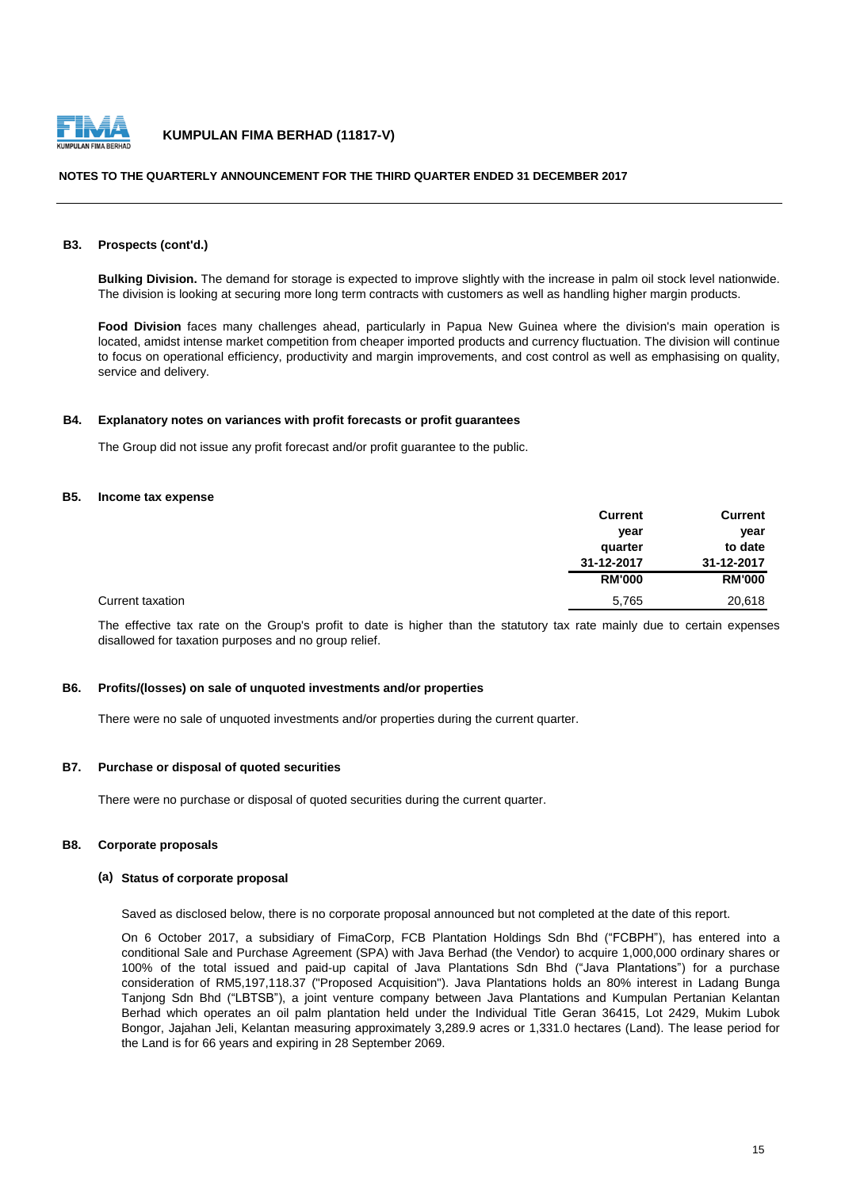### B3. Prospects (cont'd.)

**Bulking Division.** The demand for storage is expected to improve slightly with the increase in palm oil stock level nationwide. The division is looking at securing more long term contracts with customers as well as handling higher margin products.

**Food Division** faces many challenges ahead, particularly in Papua New Guinea where the division's main operation is located, amidst intense market competition from cheaper imported products and currency fluctuation. The division will continue to focus on operational efficiency, productivity and margin improvements, and cost control as well as emphasising on quality, service and delivery.

### B4. Explanatory notes on variances with profit forecasts or profit guarantees

The Group did not issue any profit forecast and/or profit guarantee to the public.

### B5. Income tax expense

| | Current year quarter 31-12-2017 RM'000 | Current year to date 31-12-2017 RM'000 |
|---|---|---|
| Current taxation | 5,765 | 20,618 |

The effective tax rate on the Group's profit to date is higher than the statutory tax rate mainly due to certain expenses disallowed for taxation purposes and no group relief.

### B6. Profits/(losses) on sale of unquoted investments and/or properties

There were no sale of unquoted investments and/or properties during the current quarter.

### B7. Purchase or disposal of quoted securities

There were no purchase or disposal of quoted securities during the current quarter.

### B8. Corporate proposals

#### (a) Status of corporate proposal

Saved as disclosed below, there is no corporate proposal announced but not completed at the date of this report.

On 6 October 2017, a subsidiary of FimaCorp, FCB Plantation Holdings Sdn Bhd ("FCBPH"), has entered into a conditional Sale and Purchase Agreement (SPA) with Java Berhad (the Vendor) to acquire 1,000,000 ordinary shares or 100% of the total issued and paid-up capital of Java Plantations Sdn Bhd ("Java Plantations") for a purchase consideration of RM5,197,118.37 ("Proposed Acquisition"). Java Plantations holds an 80% interest in Ladang Bunga Tanjong Sdn Bhd ("LBTSB"), a joint venture company between Java Plantations and Kumpulan Pertanian Kelantan Berhad which operates an oil palm plantation held under the Individual Title Geran 36415, Lot 2429, Mukim Lubok Bongor, Jajahan Jeli, Kelantan measuring approximately 3,289.9 acres or 1,331.0 hectares (Land). The lease period for the Land is for 66 years and expiring in 28 September 2069.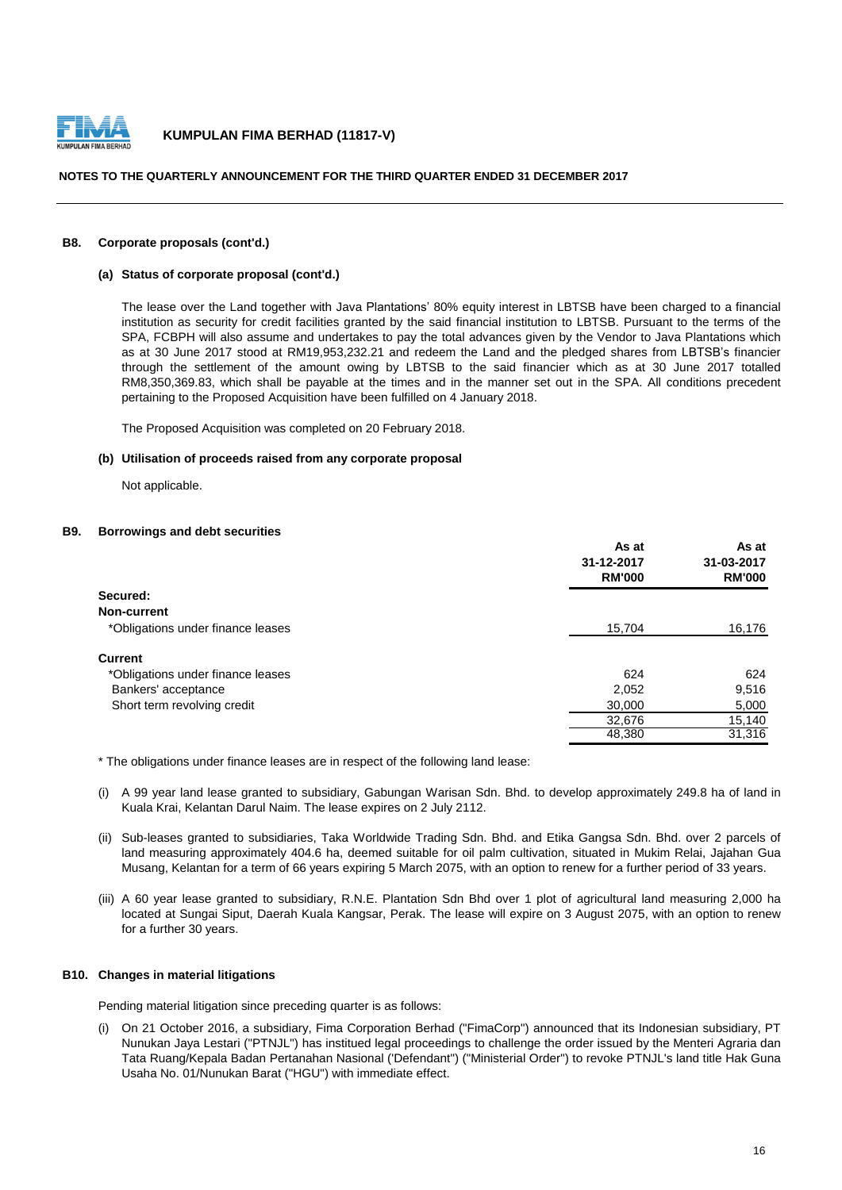**B8. Corpora te proposals (cont'd.)**

**(a) Status of corporate proposal (cont'd.)**

The lease over the Land together with Java Plantations' 80% equity interest in LBTSB have been charged to a financial institution as security for credit facilities granted by the said financial institution to LBTSB. Pursuant to the terms of the SPA, FCBPH will also assume and undertakes to pay the total advances given by the Vendor to Java Plantations which as at 30 June 2017 stood at RM19,953,232.21 and redeem the Land and the pledged shares from LBTSB's financier through the settlement of the amount owing by LBTSB to the said financier which as at 30 June 2017 totalled RM8,350,369.83, which shall be payable at the times and in the manner set out in the SPA. All conditions precedent pertaining to the Proposed Acquisition have been fulfilled on 4 January 2018.

The Proposed Acquisition was completed on 20 February 2018.

**(b) Utilisation of proceeds raised from any corporate proposal**

Not applicable.

**B9. Borrowings and debt securities**

| | As at 31-12-2017 RM'000 | As at 31-03-2017 RM'000 |
|---|---|---|
| **Secured:** | | |
| **Non-current** | | |
| *Obligations under finance leases | 15,704 | 16,176 |
| **Current** | | |
| *Obligations under finance leases | 624 | 624 |
| Bankers' acceptance | 2,052 | 9,516 |
| Short term revolving credit | 30,000 | 5,000 |
| | 32,676 | 15,140 |
| | 48,380 | 31,316 |

* The obligations under finance leases are in respect of the following land lease:

(i) A 99 year land lease granted to subsidiary, Gabungan Warisan Sdn. Bhd. to develop approximately 249.8 ha of land in Kuala Krai, Kelantan Darul Naim. The lease expires on 2 July 2112.

(ii) Sub-leases granted to subsidiaries, Taka Worldwide Trading Sdn. Bhd. and Etika Gangsa Sdn. Bhd. over 2 parcels of land measuring approximately 404.6 ha, deemed suitable for oil palm cultivation, situated in Mukim Relai, Jajahan Gua Musang, Kelantan for a term of 66 years expiring 5 March 2075, with an option to renew for a further period of 33 years.

(iii) A 60 year lease granted to subsidiary, R.N.E. Plantation Sdn Bhd over 1 plot of agricultural land measuring 2,000 ha located at Sungai Siput, Daerah Kuala Kangsar, Perak. The lease will expire on 3 August 2075, with an option to renew for a further 30 years.

**B10. Changes in material litigations**

Pending material litigation since preceding quarter is as follows:

(i) On 21 October 2016, a subsidiary, Fima Corporation Berhad ("FimaCorp") announced that its Indonesian subsidiary, PT Nunukan Jaya Lestari ("PTNJL") has instituted legal proceedings to challenge the order issued by the Menteri Agraria dan Tata Ruang/Kepala Badan Pertanahan Nasional ('Defendant") ("Ministerial Order") to revoke PTNJL's land title Hak Guna Usaha No. 01/Nunukan Barat ("HGU") with immediate effect.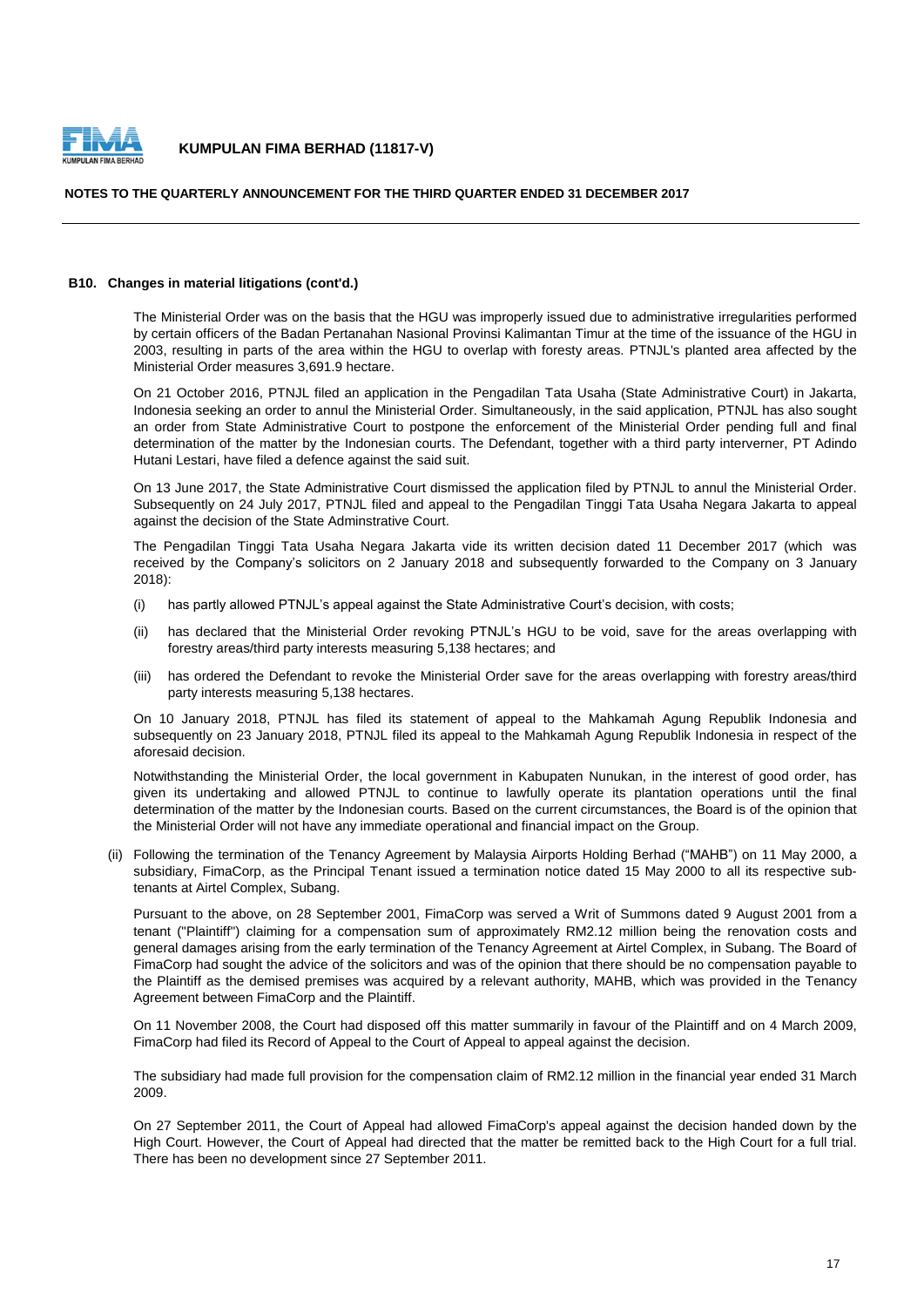**B10. Changes in material litigations (cont'd.)**

The Ministerial Order was on the basis that the HGU was improperly issued due to administrative irregularities performed by certain officers of the Badan Pertanahan Nasional Provinsi Kalimantan Timur at the time of the issuance of the HGU in 2003, resulting in parts of the area within the HGU to overlap with foresty areas. PTNJL's planted area affected by the Ministerial Order measures 3,691.9 hectare.

On 21 October 2016, PTNJL filed an application in the Pengadilan Tata Usaha (State Administrative Court) in Jakarta, Indonesia seeking an order to annul the Ministerial Order. Simultaneously, in the said application, PTNJL has also sought an order from State Administrative Court to postpone the enforcement of the Ministerial Order pending full and final determination of the matter by the Indonesian courts. The Defendant, together with a third party interverner, PT Adindo Hutani Lestari, have filed a defence against the said suit.

On 13 June 2017, the State Administrative Court dismissed the application filed by PTNJL to annul the Ministerial Order. Subsequently on 24 July 2017, PTNJL filed and appeal to the Pengadilan Tinggi Tata Usaha Negara Jakarta to appeal against the decision of the State Adminstrative Court.

The Pengadilan Tinggi Tata Usaha Negara Jakarta vide its written decision dated 11 December 2017 (which was received by the Company's solicitors on 2 January 2018 and subsequently forwarded to the Company on 3 January 2018):

(i) has partly allowed PTNJL's appeal against the State Administrative Court's decision, with costs;

(ii) has declared that the Ministerial Order revoking PTNJL's HGU to be void, save for the areas overlapping with forestry areas/third party interests measuring 5,138 hectares; and

(iii) has ordered the Defendant to revoke the Ministerial Order save for the areas overlapping with forestry areas/third party interests measuring 5,138 hectares.

On 10 January 2018, PTNJL has filed its statement of appeal to the Mahkamah Agung Republik Indonesia and subsequently on 23 January 2018, PTNJL filed its appeal to the Mahkamah Agung Republik Indonesia in respect of the aforesaid decision.

Notwithstanding the Ministerial Order, the local government in Kabupaten Nunukan, in the interest of good order, has given its undertaking and allowed PTNJL to continue to lawfully operate its plantation operations until the final determination of the matter by the Indonesian courts. Based on the current circumstances, the Board is of the opinion that the Ministerial Order will not have any immediate operational and financial impact on the Group.

(ii) Following the termination of the Tenancy Agreement by Malaysia Airports Holding Berhad ("MAHB") on 11 May 2000, a subsidiary, FimaCorp, as the Principal Tenant issued a termination notice dated 15 May 2000 to all its respective sub-tenants at Airtel Complex, Subang.

Pursuant to the above, on 28 September 2001, FimaCorp was served a Writ of Summons dated 9 August 2001 from a tenant ("Plaintiff") claiming for a compensation sum of approximately RM2.12 million being the renovation costs and general damages arising from the early termination of the Tenancy Agreement at Airtel Complex, in Subang. The Board of FimaCorp had sought the advice of the solicitors and was of the opinion that there should be no compensation payable to the Plaintiff as the demised premises was acquired by a relevant authority, MAHB, which was provided in the Tenancy Agreement between FimaCorp and the Plaintiff.

On 11 November 2008, the Court had disposed off this matter summarily in favour of the Plaintiff and on 4 March 2009, FimaCorp had filed its Record of Appeal to the Court of Appeal to appeal against the decision.

The subsidiary had made full provision for the compensation claim of RM2.12 million in the financial year ended 31 March 2009.

On 27 September 2011, the Court of Appeal had allowed FimaCorp's appeal against the decision handed down by the High Court. However, the Court of Appeal had directed that the matter be remitted back to the High Court for a full trial. There has been no development since 27 September 2011.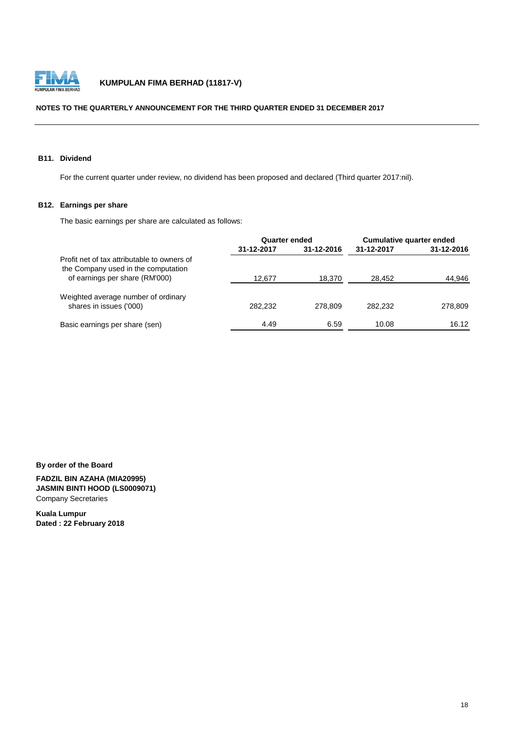**KUMPULAN FIMA BERHAD (11817-V)**

**NOTES TO THE QUARTERLY ANNOUNCEMENT FOR THE THIRD QUARTER ENDED 31 DECEMBER 2017**

### B11. Dividend

For the current quarter under review, no dividend has been proposed and declared (Third quarter 2017:nil).

### B12. Earnings per share

The basic earnings per share are calculated as follows:

| | Quarter ended | | Cumulative quarter ended | |
|---|---|---|---|---|
| | 31-12-2017 | 31-12-2016 | 31-12-2017 | 31-12-2016 |
| Profit net of tax attributable to owners of the Company used in the computation of earnings per share (RM'000) | 12,677 | 18,370 | 28,452 | 44,946 |
| Weighted average number of ordinary shares in issues ('000) | 282,232 | 278,809 | 282,232 | 278,809 |
| Basic earnings per share (sen) | 4.49 | 6.59 | 10.08 | 16.12 |

**By order of the Board**

**FADZIL BIN AZAHA (MIA20995)**
**JASMIN BINTI HOOD (LS0009071)**
Company Secretaries

**Kuala Lumpur**
**Dated : 22 February 2018**